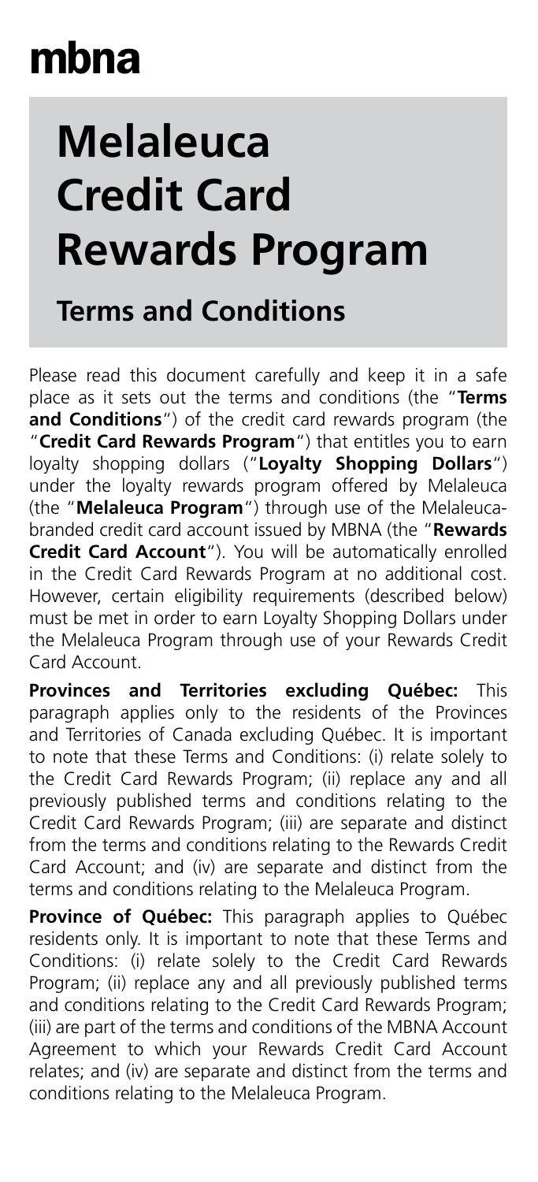mbna

# Melaleuca Credit Card Rewards Program

## Terms and Conditions

Please read this document carefully and keep it in a safe place as it sets out the terms and conditions (the "**Terms and Conditions**") of the credit card rewards program (the "**Credit Card Rewards Program**") that entitles you to earn loyalty shopping dollars ("**Loyalty Shopping Dollars**") under the loyalty rewards program offered by Melaleuca (the "**Melaleuca Program**") through use of the Melaleuca-branded credit card account issued by MBNA (the "**Rewards Credit Card Account**"). You will be automatically enrolled in the Credit Card Rewards Program at no additional cost. However, certain eligibility requirements (described below) must be met in order to earn Loyalty Shopping Dollars under the Melaleuca Program through use of your Rewards Credit Card Account.

**Provinces and Territories excluding Québec:** This paragraph applies only to the residents of the Provinces and Territories of Canada excluding Québec. It is important to note that these Terms and Conditions: (i) relate solely to the Credit Card Rewards Program; (ii) replace any and all previously published terms and conditions relating to the Credit Card Rewards Program; (iii) are separate and distinct from the terms and conditions relating to the Rewards Credit Card Account; and (iv) are separate and distinct from the terms and conditions relating to the Melaleuca Program.

**Province of Québec:** This paragraph applies to Québec residents only. It is important to note that these Terms and Conditions: (i) relate solely to the Credit Card Rewards Program; (ii) replace any and all previously published terms and conditions relating to the Credit Card Rewards Program; (iii) are part of the terms and conditions of the MBNA Account Agreement to which your Rewards Credit Card Account relates; and (iv) are separate and distinct from the terms and conditions relating to the Melaleuca Program.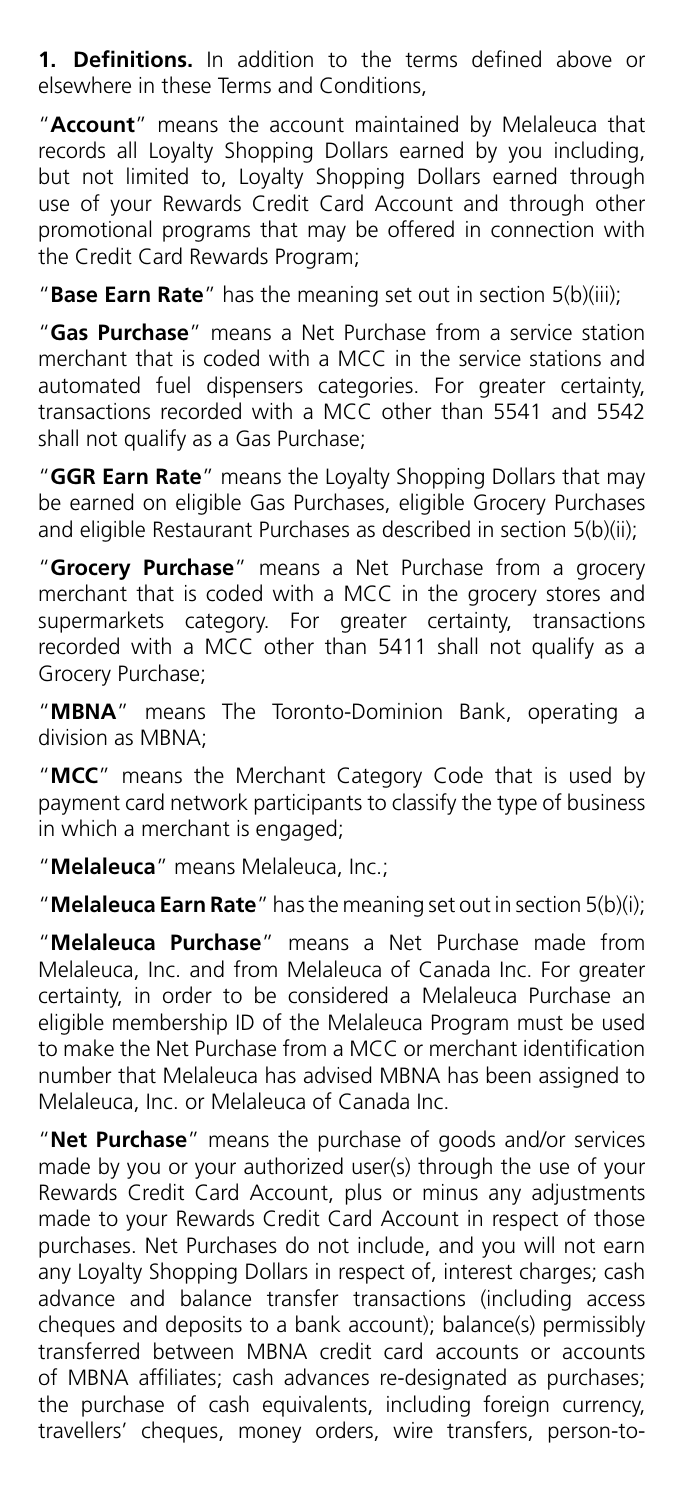**1. Definitions.** In addition to the terms defined above or elsewhere in these Terms and Conditions,

"**Account**" means the account maintained by Melaleuca that records all Loyalty Shopping Dollars earned by you including, but not limited to, Loyalty Shopping Dollars earned through use of your Rewards Credit Card Account and through other promotional programs that may be offered in connection with the Credit Card Rewards Program;

"**Base Earn Rate**" has the meaning set out in section 5(b)(iii);

"**Gas Purchase**" means a Net Purchase from a service station merchant that is coded with a MCC in the service stations and automated fuel dispensers categories. For greater certainty, transactions recorded with a MCC other than 5541 and 5542 shall not qualify as a Gas Purchase;

"**GGR Earn Rate**" means the Loyalty Shopping Dollars that may be earned on eligible Gas Purchases, eligible Grocery Purchases and eligible Restaurant Purchases as described in section 5(b)(ii);

"**Grocery Purchase**" means a Net Purchase from a grocery merchant that is coded with a MCC in the grocery stores and supermarkets category. For greater certainty, transactions recorded with a MCC other than 5411 shall not qualify as a Grocery Purchase;

"**MBNA**" means The Toronto-Dominion Bank, operating a division as MBNA;

"**MCC**" means the Merchant Category Code that is used by payment card network participants to classify the type of business in which a merchant is engaged;

"**Melaleuca**" means Melaleuca, Inc.;

"**Melaleuca Earn Rate**" has the meaning set out in section 5(b)(i);

"**Melaleuca Purchase**" means a Net Purchase made from Melaleuca, Inc. and from Melaleuca of Canada Inc. For greater certainty, in order to be considered a Melaleuca Purchase an eligible membership ID of the Melaleuca Program must be used to make the Net Purchase from a MCC or merchant identification number that Melaleuca has advised MBNA has been assigned to Melaleuca, Inc. or Melaleuca of Canada Inc.

"**Net Purchase**" means the purchase of goods and/or services made by you or your authorized user(s) through the use of your Rewards Credit Card Account, plus or minus any adjustments made to your Rewards Credit Card Account in respect of those purchases. Net Purchases do not include, and you will not earn any Loyalty Shopping Dollars in respect of, interest charges; cash advance and balance transfer transactions (including access cheques and deposits to a bank account); balance(s) permissibly transferred between MBNA credit card accounts or accounts of MBNA affiliates; cash advances re-designated as purchases; the purchase of cash equivalents, including foreign currency, travellers' cheques, money orders, wire transfers, person-to-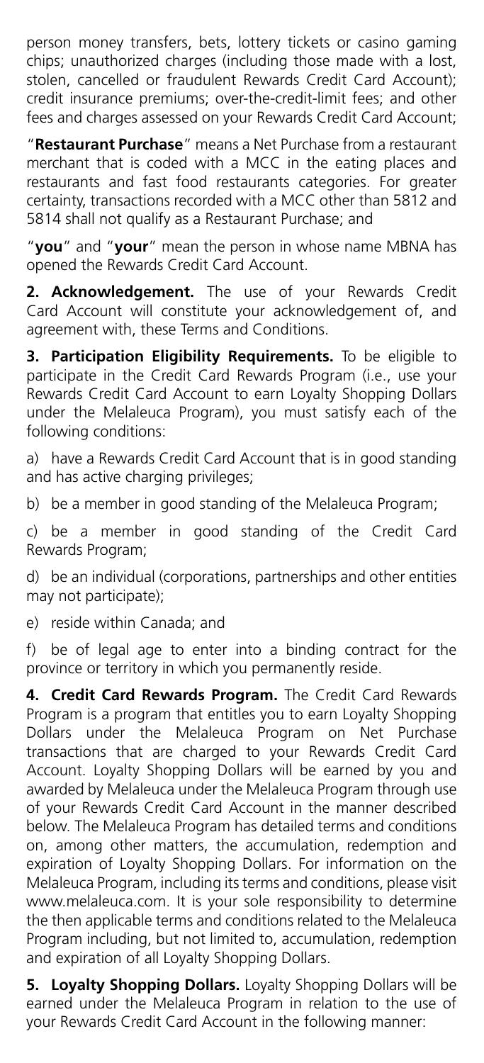person money transfers, bets, lottery tickets or casino gaming chips; unauthorized charges (including those made with a lost, stolen, cancelled or fraudulent Rewards Credit Card Account); credit insurance premiums; over-the-credit-limit fees; and other fees and charges assessed on your Rewards Credit Card Account;

"**Restaurant Purchase**" means a Net Purchase from a restaurant merchant that is coded with a MCC in the eating places and restaurants and fast food restaurants categories. For greater certainty, transactions recorded with a MCC other than 5812 and 5814 shall not qualify as a Restaurant Purchase; and

"**you**" and "**your**" mean the person in whose name MBNA has opened the Rewards Credit Card Account.

**2. Acknowledgement.** The use of your Rewards Credit Card Account will constitute your acknowledgement of, and agreement with, these Terms and Conditions.

**3. Participation Eligibility Requirements.** To be eligible to participate in the Credit Card Rewards Program (i.e., use your Rewards Credit Card Account to earn Loyalty Shopping Dollars under the Melaleuca Program), you must satisfy each of the following conditions:

a) have a Rewards Credit Card Account that is in good standing and has active charging privileges;

b) be a member in good standing of the Melaleuca Program;

c) be a member in good standing of the Credit Card Rewards Program;

d) be an individual (corporations, partnerships and other entities may not participate);

e) reside within Canada; and

f) be of legal age to enter into a binding contract for the province or territory in which you permanently reside.

**4. Credit Card Rewards Program.** The Credit Card Rewards Program is a program that entitles you to earn Loyalty Shopping Dollars under the Melaleuca Program on Net Purchase transactions that are charged to your Rewards Credit Card Account. Loyalty Shopping Dollars will be earned by you and awarded by Melaleuca under the Melaleuca Program through use of your Rewards Credit Card Account in the manner described below. The Melaleuca Program has detailed terms and conditions on, among other matters, the accumulation, redemption and expiration of Loyalty Shopping Dollars. For information on the Melaleuca Program, including its terms and conditions, please visit www.melaleuca.com. It is your sole responsibility to determine the then applicable terms and conditions related to the Melaleuca Program including, but not limited to, accumulation, redemption and expiration of all Loyalty Shopping Dollars.

**5. Loyalty Shopping Dollars.** Loyalty Shopping Dollars will be earned under the Melaleuca Program in relation to the use of your Rewards Credit Card Account in the following manner: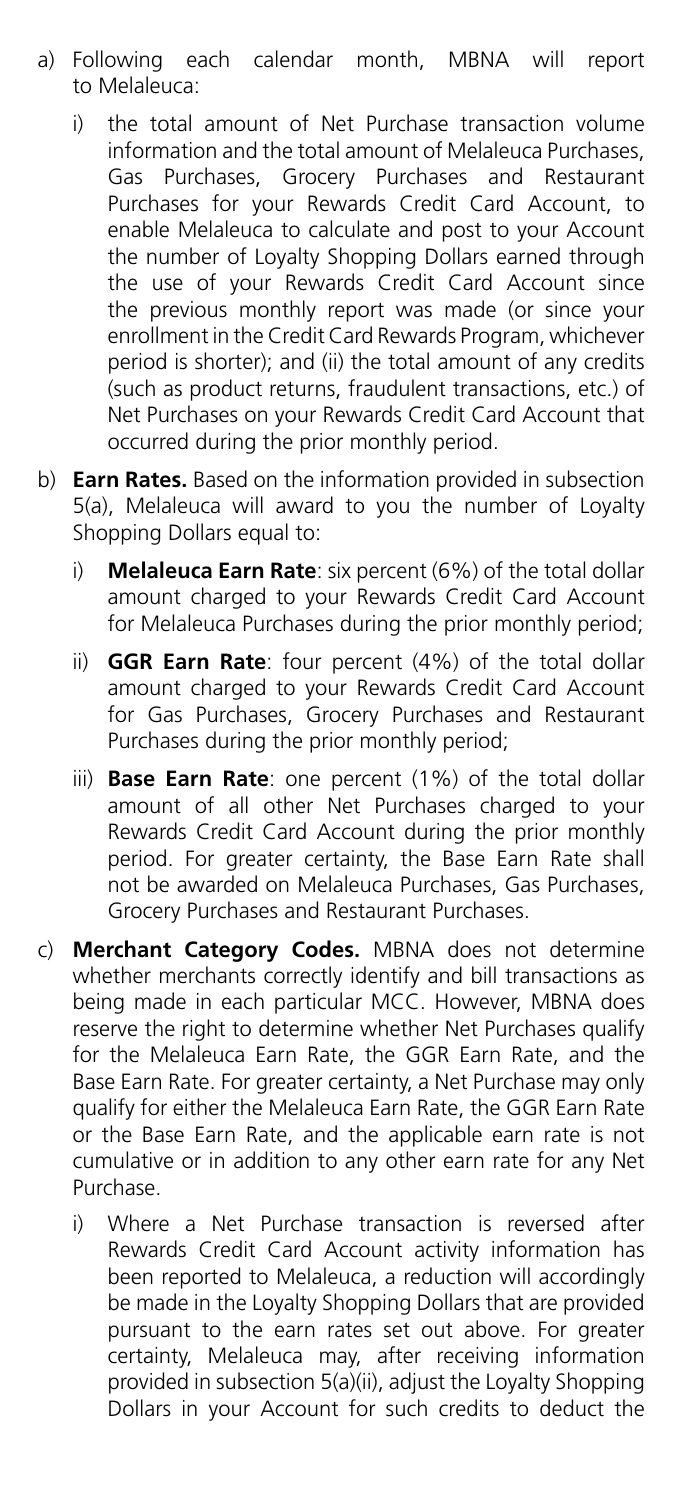a) Following each calendar month, MBNA will report to Melaleuca:

   i) the total amount of Net Purchase transaction volume information and the total amount of Melaleuca Purchases, Gas Purchases, Grocery Purchases and Restaurant Purchases for your Rewards Credit Card Account, to enable Melaleuca to calculate and post to your Account the number of Loyalty Shopping Dollars earned through the use of your Rewards Credit Card Account since the previous monthly report was made (or since your enrollment in the Credit Card Rewards Program, whichever period is shorter); and (ii) the total amount of any credits (such as product returns, fraudulent transactions, etc.) of Net Purchases on your Rewards Credit Card Account that occurred during the prior monthly period.

b) **Earn Rates.** Based on the information provided in subsection 5(a), Melaleuca will award to you the number of Loyalty Shopping Dollars equal to:

   i) **Melaleuca Earn Rate**: six percent (6%) of the total dollar amount charged to your Rewards Credit Card Account for Melaleuca Purchases during the prior monthly period;

   ii) **GGR Earn Rate**: four percent (4%) of the total dollar amount charged to your Rewards Credit Card Account for Gas Purchases, Grocery Purchases and Restaurant Purchases during the prior monthly period;

   iii) **Base Earn Rate**: one percent (1%) of the total dollar amount of all other Net Purchases charged to your Rewards Credit Card Account during the prior monthly period. For greater certainty, the Base Earn Rate shall not be awarded on Melaleuca Purchases, Gas Purchases, Grocery Purchases and Restaurant Purchases.

c) **Merchant Category Codes.** MBNA does not determine whether merchants correctly identify and bill transactions as being made in each particular MCC. However, MBNA does reserve the right to determine whether Net Purchases qualify for the Melaleuca Earn Rate, the GGR Earn Rate, and the Base Earn Rate. For greater certainty, a Net Purchase may only qualify for either the Melaleuca Earn Rate, the GGR Earn Rate or the Base Earn Rate, and the applicable earn rate is not cumulative or in addition to any other earn rate for any Net Purchase.

   i) Where a Net Purchase transaction is reversed after Rewards Credit Card Account activity information has been reported to Melaleuca, a reduction will accordingly be made in the Loyalty Shopping Dollars that are provided pursuant to the earn rates set out above. For greater certainty, Melaleuca may, after receiving information provided in subsection 5(a)(ii), adjust the Loyalty Shopping Dollars in your Account for such credits to deduct the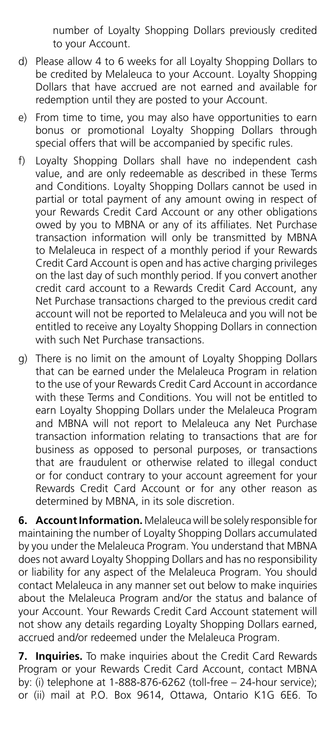number of Loyalty Shopping Dollars previously credited to your Account.

d) Please allow 4 to 6 weeks for all Loyalty Shopping Dollars to be credited by Melaleuca to your Account. Loyalty Shopping Dollars that have accrued are not earned and available for redemption until they are posted to your Account.

e) From time to time, you may also have opportunities to earn bonus or promotional Loyalty Shopping Dollars through special offers that will be accompanied by specific rules.

f) Loyalty Shopping Dollars shall have no independent cash value, and are only redeemable as described in these Terms and Conditions. Loyalty Shopping Dollars cannot be used in partial or total payment of any amount owing in respect of your Rewards Credit Card Account or any other obligations owed by you to MBNA or any of its affiliates. Net Purchase transaction information will only be transmitted by MBNA to Melaleuca in respect of a monthly period if your Rewards Credit Card Account is open and has active charging privileges on the last day of such monthly period. If you convert another credit card account to a Rewards Credit Card Account, any Net Purchase transactions charged to the previous credit card account will not be reported to Melaleuca and you will not be entitled to receive any Loyalty Shopping Dollars in connection with such Net Purchase transactions.

g) There is no limit on the amount of Loyalty Shopping Dollars that can be earned under the Melaleuca Program in relation to the use of your Rewards Credit Card Account in accordance with these Terms and Conditions. You will not be entitled to earn Loyalty Shopping Dollars under the Melaleuca Program and MBNA will not report to Melaleuca any Net Purchase transaction information relating to transactions that are for business as opposed to personal purposes, or transactions that are fraudulent or otherwise related to illegal conduct or for conduct contrary to your account agreement for your Rewards Credit Card Account or for any other reason as determined by MBNA, in its sole discretion.

**6. Account Information.** Melaleuca will be solely responsible for maintaining the number of Loyalty Shopping Dollars accumulated by you under the Melaleuca Program. You understand that MBNA does not award Loyalty Shopping Dollars and has no responsibility or liability for any aspect of the Melaleuca Program. You should contact Melaleuca in any manner set out below to make inquiries about the Melaleuca Program and/or the status and balance of your Account. Your Rewards Credit Card Account statement will not show any details regarding Loyalty Shopping Dollars earned, accrued and/or redeemed under the Melaleuca Program.

**7. Inquiries.** To make inquiries about the Credit Card Rewards Program or your Rewards Credit Card Account, contact MBNA by: (i) telephone at 1-888-876-6262 (toll-free – 24-hour service); or (ii) mail at P.O. Box 9614, Ottawa, Ontario K1G 6E6. To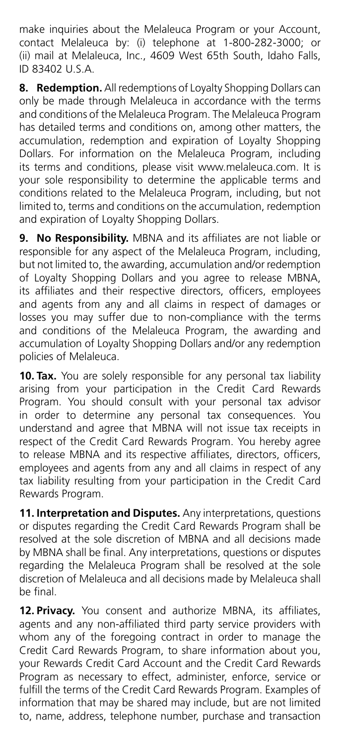make inquiries about the Melaleuca Program or your Account, contact Melaleuca by: (i) telephone at 1-800-282-3000; or (ii) mail at Melaleuca, Inc., 4609 West 65th South, Idaho Falls, ID 83402 U.S.A.

**8. Redemption.** All redemptions of Loyalty Shopping Dollars can only be made through Melaleuca in accordance with the terms and conditions of the Melaleuca Program. The Melaleuca Program has detailed terms and conditions on, among other matters, the accumulation, redemption and expiration of Loyalty Shopping Dollars. For information on the Melaleuca Program, including its terms and conditions, please visit www.melaleuca.com. It is your sole responsibility to determine the applicable terms and conditions related to the Melaleuca Program, including, but not limited to, terms and conditions on the accumulation, redemption and expiration of Loyalty Shopping Dollars.

**9. No Responsibility.** MBNA and its affiliates are not liable or responsible for any aspect of the Melaleuca Program, including, but not limited to, the awarding, accumulation and/or redemption of Loyalty Shopping Dollars and you agree to release MBNA, its affiliates and their respective directors, officers, employees and agents from any and all claims in respect of damages or losses you may suffer due to non-compliance with the terms and conditions of the Melaleuca Program, the awarding and accumulation of Loyalty Shopping Dollars and/or any redemption policies of Melaleuca.

**10. Tax.** You are solely responsible for any personal tax liability arising from your participation in the Credit Card Rewards Program. You should consult with your personal tax advisor in order to determine any personal tax consequences. You understand and agree that MBNA will not issue tax receipts in respect of the Credit Card Rewards Program. You hereby agree to release MBNA and its respective affiliates, directors, officers, employees and agents from any and all claims in respect of any tax liability resulting from your participation in the Credit Card Rewards Program.

**11. Interpretation and Disputes.** Any interpretations, questions or disputes regarding the Credit Card Rewards Program shall be resolved at the sole discretion of MBNA and all decisions made by MBNA shall be final. Any interpretations, questions or disputes regarding the Melaleuca Program shall be resolved at the sole discretion of Melaleuca and all decisions made by Melaleuca shall be final.

**12. Privacy.** You consent and authorize MBNA, its affiliates, agents and any non-affiliated third party service providers with whom any of the foregoing contract in order to manage the Credit Card Rewards Program, to share information about you, your Rewards Credit Card Account and the Credit Card Rewards Program as necessary to effect, administer, enforce, service or fulfill the terms of the Credit Card Rewards Program. Examples of information that may be shared may include, but are not limited to, name, address, telephone number, purchase and transaction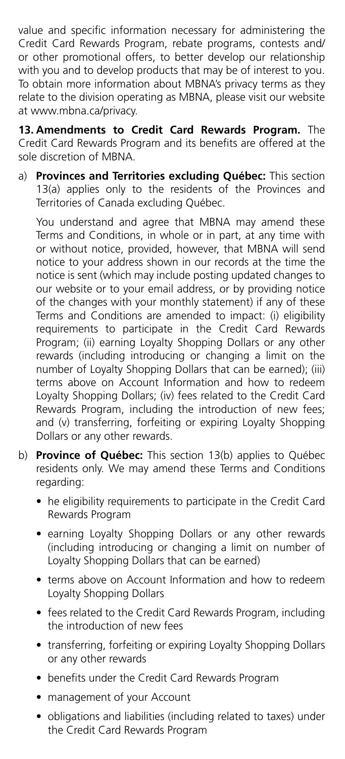value and specific information necessary for administering the Credit Card Rewards Program, rebate programs, contests and/ or other promotional offers, to better develop our relationship with you and to develop products that may be of interest to you. To obtain more information about MBNA's privacy terms as they relate to the division operating as MBNA, please visit our website at www.mbna.ca/privacy.

**13. Amendments to Credit Card Rewards Program.** The Credit Card Rewards Program and its benefits are offered at the sole discretion of MBNA.

a) **Provinces and Territories excluding Québec:** This section 13(a) applies only to the residents of the Provinces and Territories of Canada excluding Québec.

   You understand and agree that MBNA may amend these Terms and Conditions, in whole or in part, at any time with or without notice, provided, however, that MBNA will send notice to your address shown in our records at the time the notice is sent (which may include posting updated changes to our website or to your email address, or by providing notice of the changes with your monthly statement) if any of these Terms and Conditions are amended to impact: (i) eligibility requirements to participate in the Credit Card Rewards Program; (ii) earning Loyalty Shopping Dollars or any other rewards (including introducing or changing a limit on the number of Loyalty Shopping Dollars that can be earned); (iii) terms above on Account Information and how to redeem Loyalty Shopping Dollars; (iv) fees related to the Credit Card Rewards Program, including the introduction of new fees; and (v) transferring, forfeiting or expiring Loyalty Shopping Dollars or any other rewards.

b) **Province of Québec:** This section 13(b) applies to Québec residents only. We may amend these Terms and Conditions regarding:

   - he eligibility requirements to participate in the Credit Card Rewards Program
   - earning Loyalty Shopping Dollars or any other rewards (including introducing or changing a limit on number of Loyalty Shopping Dollars that can be earned)
   - terms above on Account Information and how to redeem Loyalty Shopping Dollars
   - fees related to the Credit Card Rewards Program, including the introduction of new fees
   - transferring, forfeiting or expiring Loyalty Shopping Dollars or any other rewards
   - benefits under the Credit Card Rewards Program
   - management of your Account
   - obligations and liabilities (including related to taxes) under the Credit Card Rewards Program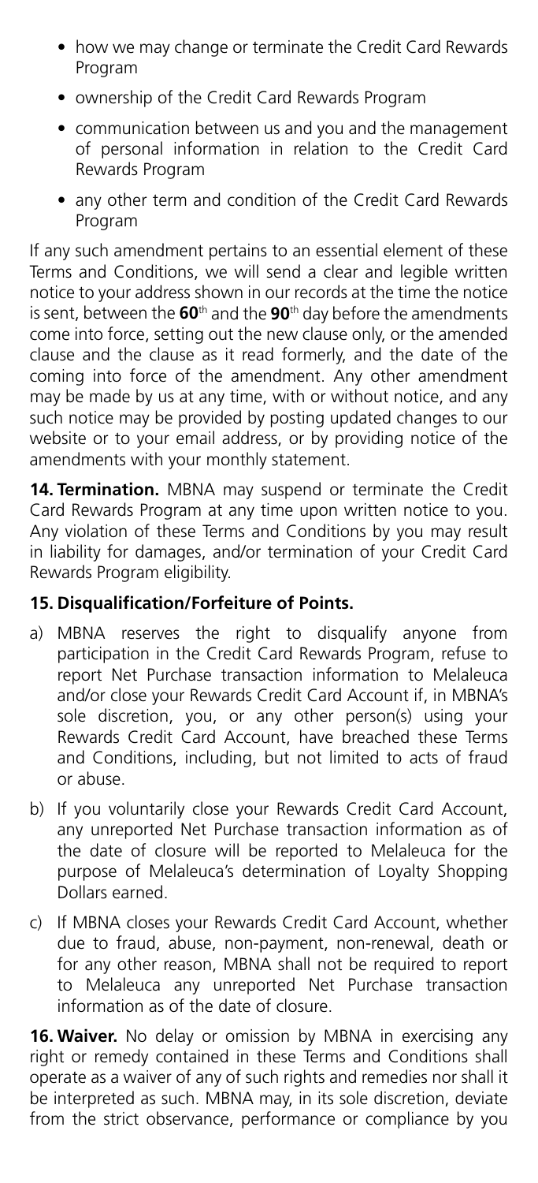- how we may change or terminate the Credit Card Rewards Program
- ownership of the Credit Card Rewards Program
- communication between us and you and the management of personal information in relation to the Credit Card Rewards Program
- any other term and condition of the Credit Card Rewards Program

If any such amendment pertains to an essential element of these Terms and Conditions, we will send a clear and legible written notice to your address shown in our records at the time the notice is sent, between the **60**th and the **90**th day before the amendments come into force, setting out the new clause only, or the amended clause and the clause as it read formerly, and the date of the coming into force of the amendment. Any other amendment may be made by us at any time, with or without notice, and any such notice may be provided by posting updated changes to our website or to your email address, or by providing notice of the amendments with your monthly statement.

**14. Termination.** MBNA may suspend or terminate the Credit Card Rewards Program at any time upon written notice to you. Any violation of these Terms and Conditions by you may result in liability for damages, and/or termination of your Credit Card Rewards Program eligibility.

**15. Disqualification/Forfeiture of Points.**

a) MBNA reserves the right to disqualify anyone from participation in the Credit Card Rewards Program, refuse to report Net Purchase transaction information to Melaleuca and/or close your Rewards Credit Card Account if, in MBNA's sole discretion, you, or any other person(s) using your Rewards Credit Card Account, have breached these Terms and Conditions, including, but not limited to acts of fraud or abuse.

b) If you voluntarily close your Rewards Credit Card Account, any unreported Net Purchase transaction information as of the date of closure will be reported to Melaleuca for the purpose of Melaleuca's determination of Loyalty Shopping Dollars earned.

c) If MBNA closes your Rewards Credit Card Account, whether due to fraud, abuse, non-payment, non-renewal, death or for any other reason, MBNA shall not be required to report to Melaleuca any unreported Net Purchase transaction information as of the date of closure.

**16. Waiver.** No delay or omission by MBNA in exercising any right or remedy contained in these Terms and Conditions shall operate as a waiver of any of such rights and remedies nor shall it be interpreted as such. MBNA may, in its sole discretion, deviate from the strict observance, performance or compliance by you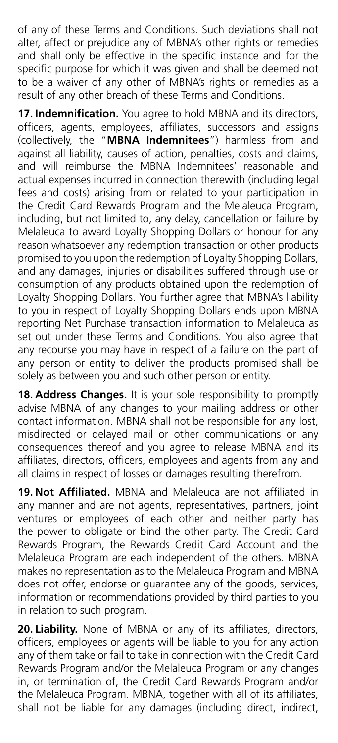of any of these Terms and Conditions. Such deviations shall not alter, affect or prejudice any of MBNA's other rights or remedies and shall only be effective in the specific instance and for the specific purpose for which it was given and shall be deemed not to be a waiver of any other of MBNA's rights or remedies as a result of any other breach of these Terms and Conditions.

**17. Indemnification.** You agree to hold MBNA and its directors, officers, agents, employees, affiliates, successors and assigns (collectively, the "**MBNA Indemnitees**") harmless from and against all liability, causes of action, penalties, costs and claims, and will reimburse the MBNA Indemnitees' reasonable and actual expenses incurred in connection therewith (including legal fees and costs) arising from or related to your participation in the Credit Card Rewards Program and the Melaleuca Program, including, but not limited to, any delay, cancellation or failure by Melaleuca to award Loyalty Shopping Dollars or honour for any reason whatsoever any redemption transaction or other products promised to you upon the redemption of Loyalty Shopping Dollars, and any damages, injuries or disabilities suffered through use or consumption of any products obtained upon the redemption of Loyalty Shopping Dollars. You further agree that MBNA's liability to you in respect of Loyalty Shopping Dollars ends upon MBNA reporting Net Purchase transaction information to Melaleuca as set out under these Terms and Conditions. You also agree that any recourse you may have in respect of a failure on the part of any person or entity to deliver the products promised shall be solely as between you and such other person or entity.

**18. Address Changes.** It is your sole responsibility to promptly advise MBNA of any changes to your mailing address or other contact information. MBNA shall not be responsible for any lost, misdirected or delayed mail or other communications or any consequences thereof and you agree to release MBNA and its affiliates, directors, officers, employees and agents from any and all claims in respect of losses or damages resulting therefrom.

**19. Not Affiliated.** MBNA and Melaleuca are not affiliated in any manner and are not agents, representatives, partners, joint ventures or employees of each other and neither party has the power to obligate or bind the other party. The Credit Card Rewards Program, the Rewards Credit Card Account and the Melaleuca Program are each independent of the others. MBNA makes no representation as to the Melaleuca Program and MBNA does not offer, endorse or guarantee any of the goods, services, information or recommendations provided by third parties to you in relation to such program.

**20. Liability.** None of MBNA or any of its affiliates, directors, officers, employees or agents will be liable to you for any action any of them take or fail to take in connection with the Credit Card Rewards Program and/or the Melaleuca Program or any changes in, or termination of, the Credit Card Rewards Program and/or the Melaleuca Program. MBNA, together with all of its affiliates, shall not be liable for any damages (including direct, indirect,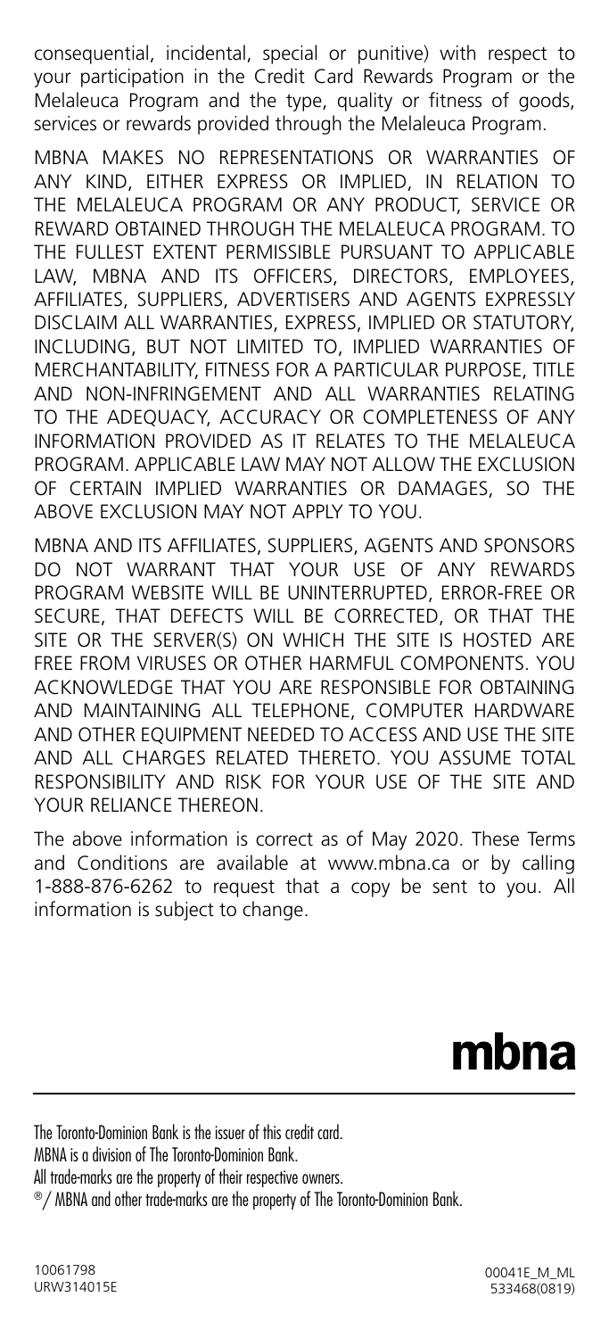consequential, incidental, special or punitive) with respect to your participation in the Credit Card Rewards Program or the Melaleuca Program and the type, quality or fitness of goods, services or rewards provided through the Melaleuca Program.

MBNA MAKES NO REPRESENTATIONS OR WARRANTIES OF ANY KIND, EITHER EXPRESS OR IMPLIED, IN RELATION TO THE MELALEUCA PROGRAM OR ANY PRODUCT, SERVICE OR REWARD OBTAINED THROUGH THE MELALEUCA PROGRAM. TO THE FULLEST EXTENT PERMISSIBLE PURSUANT TO APPLICABLE LAW, MBNA AND ITS OFFICERS, DIRECTORS, EMPLOYEES, AFFILIATES, SUPPLIERS, ADVERTISERS AND AGENTS EXPRESSLY DISCLAIM ALL WARRANTIES, EXPRESS, IMPLIED OR STATUTORY, INCLUDING, BUT NOT LIMITED TO, IMPLIED WARRANTIES OF MERCHANTABILITY, FITNESS FOR A PARTICULAR PURPOSE, TITLE AND NON-INFRINGEMENT AND ALL WARRANTIES RELATING TO THE ADEQUACY, ACCURACY OR COMPLETENESS OF ANY INFORMATION PROVIDED AS IT RELATES TO THE MELALEUCA PROGRAM. APPLICABLE LAW MAY NOT ALLOW THE EXCLUSION OF CERTAIN IMPLIED WARRANTIES OR DAMAGES, SO THE ABOVE EXCLUSION MAY NOT APPLY TO YOU.

MBNA AND ITS AFFILIATES, SUPPLIERS, AGENTS AND SPONSORS DO NOT WARRANT THAT YOUR USE OF ANY REWARDS PROGRAM WEBSITE WILL BE UNINTERRUPTED, ERROR-FREE OR SECURE, THAT DEFECTS WILL BE CORRECTED, OR THAT THE SITE OR THE SERVER(S) ON WHICH THE SITE IS HOSTED ARE FREE FROM VIRUSES OR OTHER HARMFUL COMPONENTS. YOU ACKNOWLEDGE THAT YOU ARE RESPONSIBLE FOR OBTAINING AND MAINTAINING ALL TELEPHONE, COMPUTER HARDWARE AND OTHER EQUIPMENT NEEDED TO ACCESS AND USE THE SITE AND ALL CHARGES RELATED THERETO. YOU ASSUME TOTAL RESPONSIBILITY AND RISK FOR YOUR USE OF THE SITE AND YOUR RELIANCE THEREON.

The above information is correct as of May 2020. These Terms and Conditions are available at www.mbna.ca or by calling 1-888-876-6262 to request that a copy be sent to you. All information is subject to change.

**mbna**

The Toronto-Dominion Bank is the issuer of this credit card.
MBNA is a division of The Toronto-Dominion Bank.
All trade-marks are the property of their respective owners.
®/ MBNA and other trade-marks are the property of The Toronto-Dominion Bank.

10061798
URW314015E

00041E_M_ML
533468(0819)